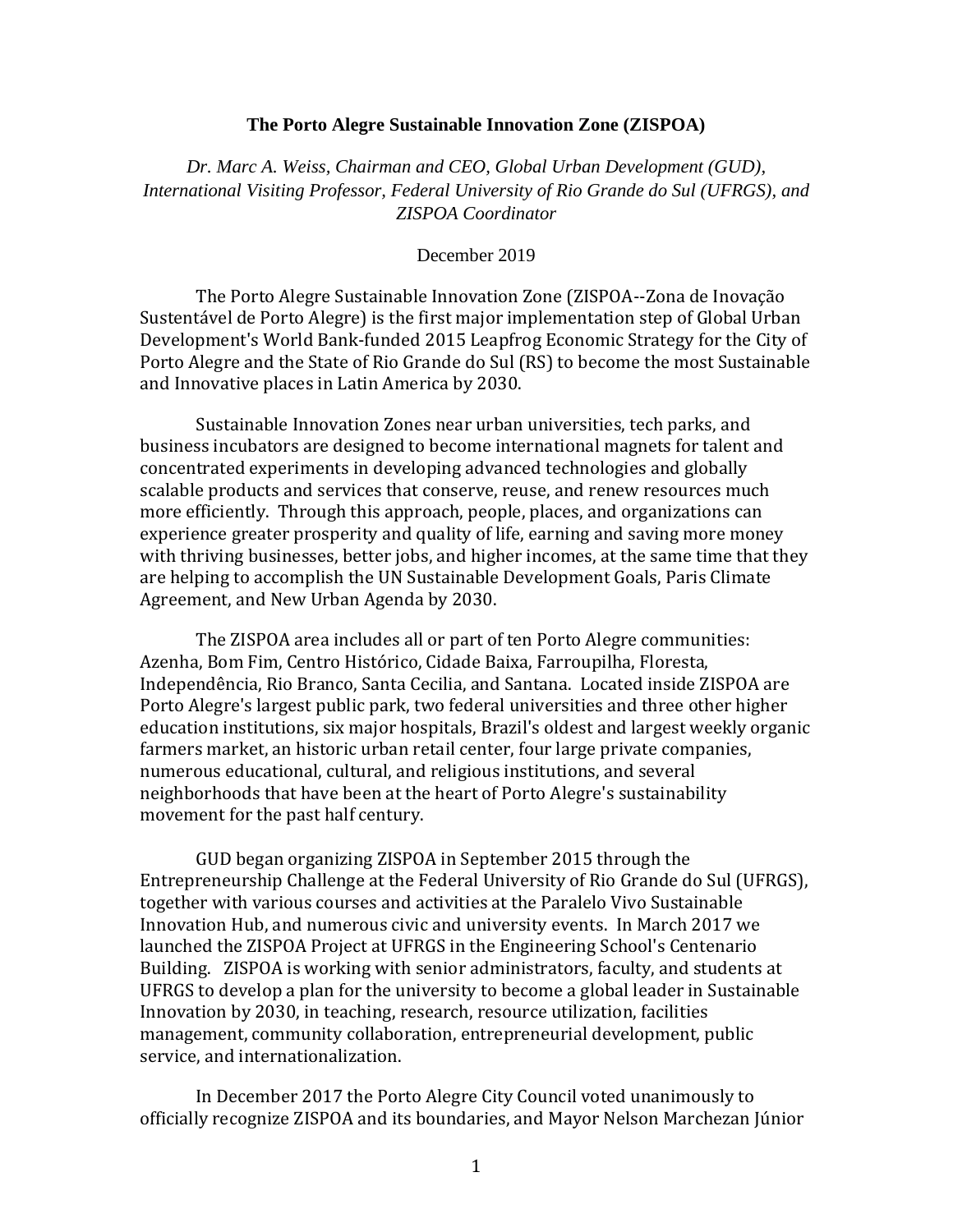# The Porto Alegre Sustainable Innovation Zone (ZISPOA)

*Dr. Marc A. Weiss, Chairman and CEO, Global Urban Development (GUD), International Visiting Professor, Federal University of Rio Grande do Sul (UFRGS), and ZISPOA Coordinator*

December 2019

The Porto Alegre Sustainable Innovation Zone (ZISPOA--Zona de Inovação Sustentável de Porto Alegre) is the first major implementation step of Global Urban Development's World Bank-funded 2015 Leapfrog Economic Strategy for the City of Porto Alegre and the State of Rio Grande do Sul (RS) to become the most Sustainable and Innovative places in Latin America by 2030.

Sustainable Innovation Zones near urban universities, tech parks, and business incubators are designed to become international magnets for talent and concentrated experiments in developing advanced technologies and globally scalable products and services that conserve, reuse, and renew resources much more efficiently. Through this approach, people, places, and organizations can experience greater prosperity and quality of life, earning and saving more money with thriving businesses, better jobs, and higher incomes, at the same time that they are helping to accomplish the UN Sustainable Development Goals, Paris Climate Agreement, and New Urban Agenda by 2030.

The ZISPOA area includes all or part of ten Porto Alegre communities: Azenha, Bom Fim, Centro Histórico, Cidade Baixa, Farroupilha, Floresta, Independência, Rio Branco, Santa Cecilia, and Santana. Located inside ZISPOA are Porto Alegre's largest public park, two federal universities and three other higher education institutions, six major hospitals, Brazil's oldest and largest weekly organic farmers market, an historic urban retail center, four large private companies, numerous educational, cultural, and religious institutions, and several neighborhoods that have been at the heart of Porto Alegre's sustainability movement for the past half century.

GUD began organizing ZISPOA in September 2015 through the Entrepreneurship Challenge at the Federal University of Rio Grande do Sul (UFRGS), together with various courses and activities at the Paralelo Vivo Sustainable Innovation Hub, and numerous civic and university events. In March 2017 we launched the ZISPOA Project at UFRGS in the Engineering School's Centenario Building. ZISPOA is working with senior administrators, faculty, and students at UFRGS to develop a plan for the university to become a global leader in Sustainable Innovation by 2030, in teaching, research, resource utilization, facilities management, community collaboration, entrepreneurial development, public service, and internationalization.

In December 2017 the Porto Alegre City Council voted unanimously to officially recognize ZISPOA and its boundaries, and Mayor Nelson Marchezan Júnior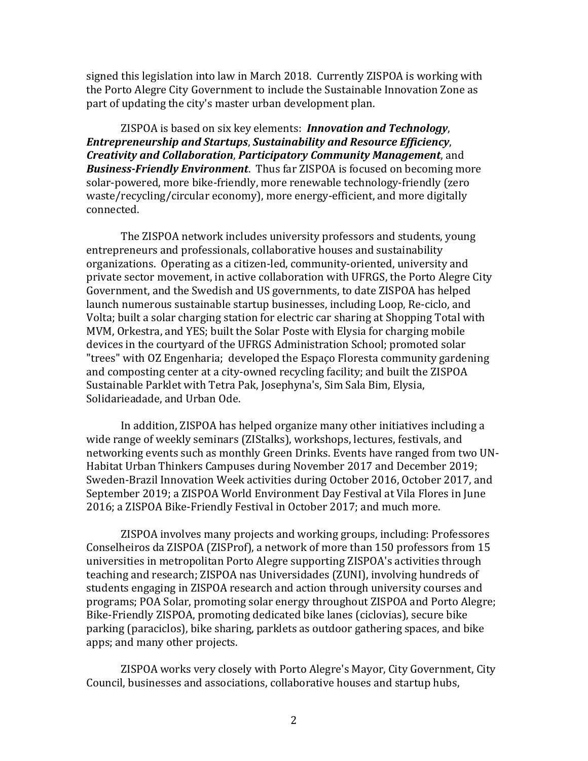signed this legislation into law in March 2018. Currently ZISPOA is working with the Porto Alegre City Government to include the Sustainable Innovation Zone as part of updating the city's master urban development plan.

ZISPOA is based on six key elements: ***Innovation and Technology***, ***Entrepreneurship and Startups***, ***Sustainability and Resource Efficiency***, ***Creativity and Collaboration***, ***Participatory Community Management***, and ***Business-Friendly Environment***. Thus far ZISPOA is focused on becoming more solar-powered, more bike-friendly, more renewable technology-friendly (zero waste/recycling/circular economy), more energy-efficient, and more digitally connected.

The ZISPOA network includes university professors and students, young entrepreneurs and professionals, collaborative houses and sustainability organizations. Operating as a citizen-led, community-oriented, university and private sector movement, in active collaboration with UFRGS, the Porto Alegre City Government, and the Swedish and US governments, to date ZISPOA has helped launch numerous sustainable startup businesses, including Loop, Re-ciclo, and Volta; built a solar charging station for electric car sharing at Shopping Total with MVM, Orkestra, and YES; built the Solar Poste with Elysia for charging mobile devices in the courtyard of the UFRGS Administration School; promoted solar "trees" with OZ Engenharia; developed the Espaço Floresta community gardening and composting center at a city-owned recycling facility; and built the ZISPOA Sustainable Parklet with Tetra Pak, Josephyna's, Sim Sala Bim, Elysia, Solidarieadade, and Urban Ode.

In addition, ZISPOA has helped organize many other initiatives including a wide range of weekly seminars (ZIStalks), workshops, lectures, festivals, and networking events such as monthly Green Drinks. Events have ranged from two UN-Habitat Urban Thinkers Campuses during November 2017 and December 2019; Sweden-Brazil Innovation Week activities during October 2016, October 2017, and September 2019; a ZISPOA World Environment Day Festival at Vila Flores in June 2016; a ZISPOA Bike-Friendly Festival in October 2017; and much more.

ZISPOA involves many projects and working groups, including: Professores Conselheiros da ZISPOA (ZISProf), a network of more than 150 professors from 15 universities in metropolitan Porto Alegre supporting ZISPOA's activities through teaching and research; ZISPOA nas Universidades (ZUNI), involving hundreds of students engaging in ZISPOA research and action through university courses and programs; POA Solar, promoting solar energy throughout ZISPOA and Porto Alegre; Bike-Friendly ZISPOA, promoting dedicated bike lanes (ciclovias), secure bike parking (paraciclos), bike sharing, parklets as outdoor gathering spaces, and bike apps; and many other projects.

ZISPOA works very closely with Porto Alegre's Mayor, City Government, City Council, businesses and associations, collaborative houses and startup hubs,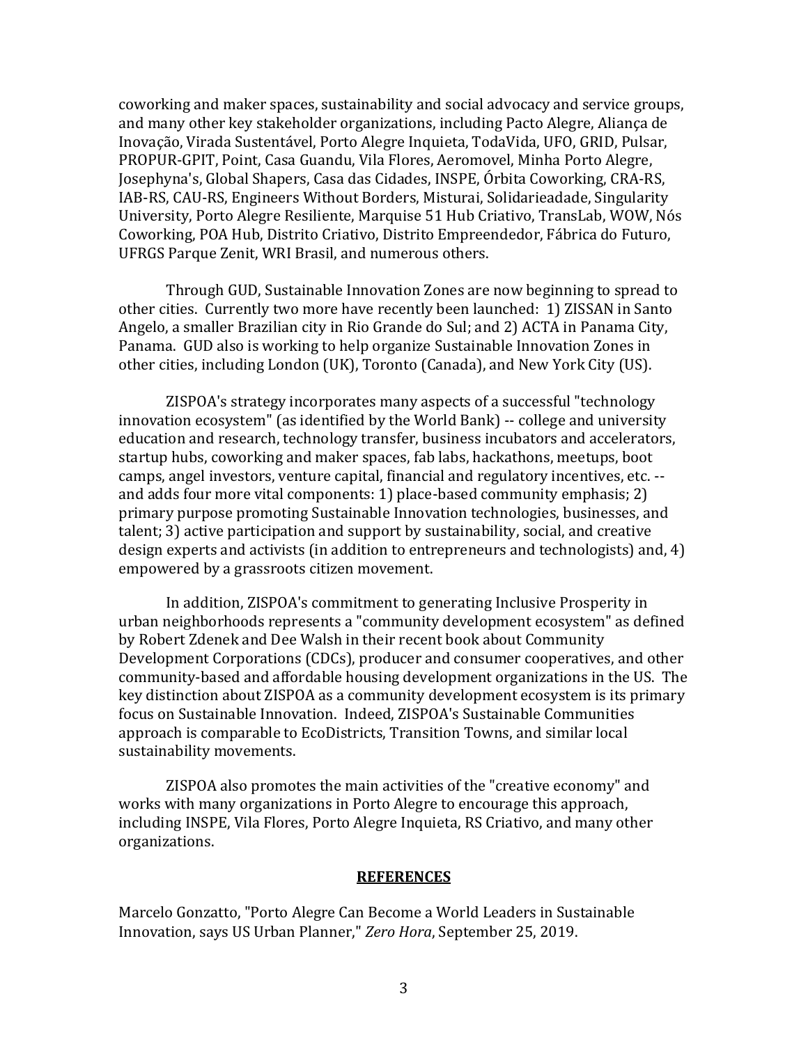coworking and maker spaces, sustainability and social advocacy and service groups, and many other key stakeholder organizations, including Pacto Alegre, Aliança de Inovação, Virada Sustentável, Porto Alegre Inquieta, TodaVida, UFO, GRID, Pulsar, PROPUR-GPIT, Point, Casa Guandu, Vila Flores, Aeromovel, Minha Porto Alegre, Josephyna's, Global Shapers, Casa das Cidades, INSPE, Órbita Coworking, CRA-RS, IAB-RS, CAU-RS, Engineers Without Borders, Misturai, Solidarieadade, Singularity University, Porto Alegre Resiliente, Marquise 51 Hub Criativo, TransLab, WOW, Nós Coworking, POA Hub, Distrito Criativo, Distrito Empreendedor, Fábrica do Futuro, UFRGS Parque Zenit, WRI Brasil, and numerous others.

Through GUD, Sustainable Innovation Zones are now beginning to spread to other cities. Currently two more have recently been launched: 1) ZISSAN in Santo Angelo, a smaller Brazilian city in Rio Grande do Sul; and 2) ACTA in Panama City, Panama. GUD also is working to help organize Sustainable Innovation Zones in other cities, including London (UK), Toronto (Canada), and New York City (US).

ZISPOA's strategy incorporates many aspects of a successful "technology innovation ecosystem" (as identified by the World Bank) -- college and university education and research, technology transfer, business incubators and accelerators, startup hubs, coworking and maker spaces, fab labs, hackathons, meetups, boot camps, angel investors, venture capital, financial and regulatory incentives, etc. -- and adds four more vital components: 1) place-based community emphasis; 2) primary purpose promoting Sustainable Innovation technologies, businesses, and talent; 3) active participation and support by sustainability, social, and creative design experts and activists (in addition to entrepreneurs and technologists) and, 4) empowered by a grassroots citizen movement.

In addition, ZISPOA's commitment to generating Inclusive Prosperity in urban neighborhoods represents a "community development ecosystem" as defined by Robert Zdenek and Dee Walsh in their recent book about Community Development Corporations (CDCs), producer and consumer cooperatives, and other community-based and affordable housing development organizations in the US. The key distinction about ZISPOA as a community development ecosystem is its primary focus on Sustainable Innovation. Indeed, ZISPOA's Sustainable Communities approach is comparable to EcoDistricts, Transition Towns, and similar local sustainability movements.

ZISPOA also promotes the main activities of the "creative economy" and works with many organizations in Porto Alegre to encourage this approach, including INSPE, Vila Flores, Porto Alegre Inquieta, RS Criativo, and many other organizations.

## **REFERENCES**

Marcelo Gonzatto, "Porto Alegre Can Become a World Leaders in Sustainable Innovation, says US Urban Planner," *Zero Hora*, September 25, 2019.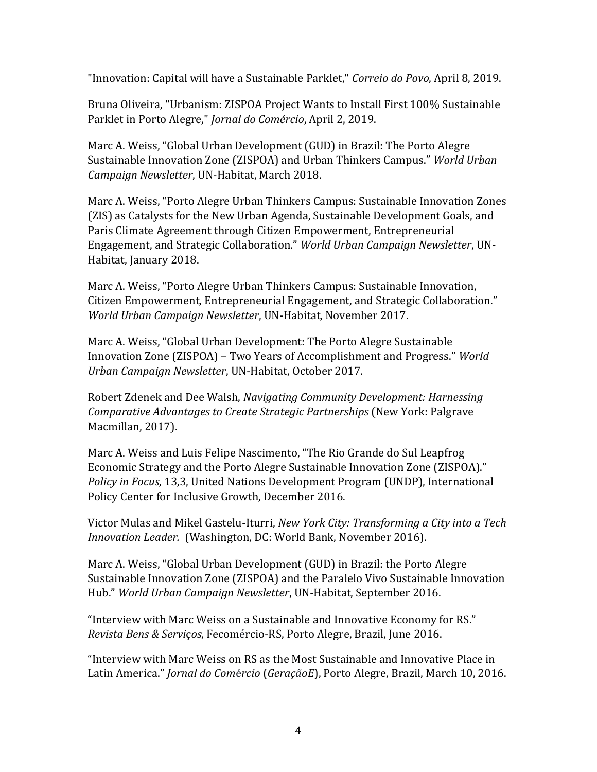"Innovation: Capital will have a Sustainable Parklet," *Correio do Povo*, April 8, 2019.

Bruna Oliveira, "Urbanism: ZISPOA Project Wants to Install First 100% Sustainable Parklet in Porto Alegre," *Jornal do Comércio*, April 2, 2019.

Marc A. Weiss, "Global Urban Development (GUD) in Brazil: The Porto Alegre Sustainable Innovation Zone (ZISPOA) and Urban Thinkers Campus." *World Urban Campaign Newsletter*, UN-Habitat, March 2018.

Marc A. Weiss, "Porto Alegre Urban Thinkers Campus: Sustainable Innovation Zones (ZIS) as Catalysts for the New Urban Agenda, Sustainable Development Goals, and Paris Climate Agreement through Citizen Empowerment, Entrepreneurial Engagement, and Strategic Collaboration." *World Urban Campaign Newsletter*, UN-Habitat, January 2018.

Marc A. Weiss, "Porto Alegre Urban Thinkers Campus: Sustainable Innovation, Citizen Empowerment, Entrepreneurial Engagement, and Strategic Collaboration." *World Urban Campaign Newsletter*, UN-Habitat, November 2017.

Marc A. Weiss, "Global Urban Development: The Porto Alegre Sustainable Innovation Zone (ZISPOA) – Two Years of Accomplishment and Progress." *World Urban Campaign Newsletter*, UN-Habitat, October 2017.

Robert Zdenek and Dee Walsh, *Navigating Community Development: Harnessing Comparative Advantages to Create Strategic Partnerships* (New York: Palgrave Macmillan, 2017).

Marc A. Weiss and Luis Felipe Nascimento, "The Rio Grande do Sul Leapfrog Economic Strategy and the Porto Alegre Sustainable Innovation Zone (ZISPOA)." *Policy in Focus*, 13,3, United Nations Development Program (UNDP), International Policy Center for Inclusive Growth, December 2016.

Victor Mulas and Mikel Gastelu-Iturri, *New York City: Transforming a City into a Tech Innovation Leader.* (Washington, DC: World Bank, November 2016).

Marc A. Weiss, "Global Urban Development (GUD) in Brazil: the Porto Alegre Sustainable Innovation Zone (ZISPOA) and the Paralelo Vivo Sustainable Innovation Hub." *World Urban Campaign Newsletter*, UN-Habitat, September 2016.

"Interview with Marc Weiss on a Sustainable and Innovative Economy for RS." *Revista Bens & Serviços*, Fecomércio-RS, Porto Alegre, Brazil, June 2016.

"Interview with Marc Weiss on RS as the Most Sustainable and Innovative Place in Latin America." *Jornal do Comércio* (*GeraçãoE*), Porto Alegre, Brazil, March 10, 2016.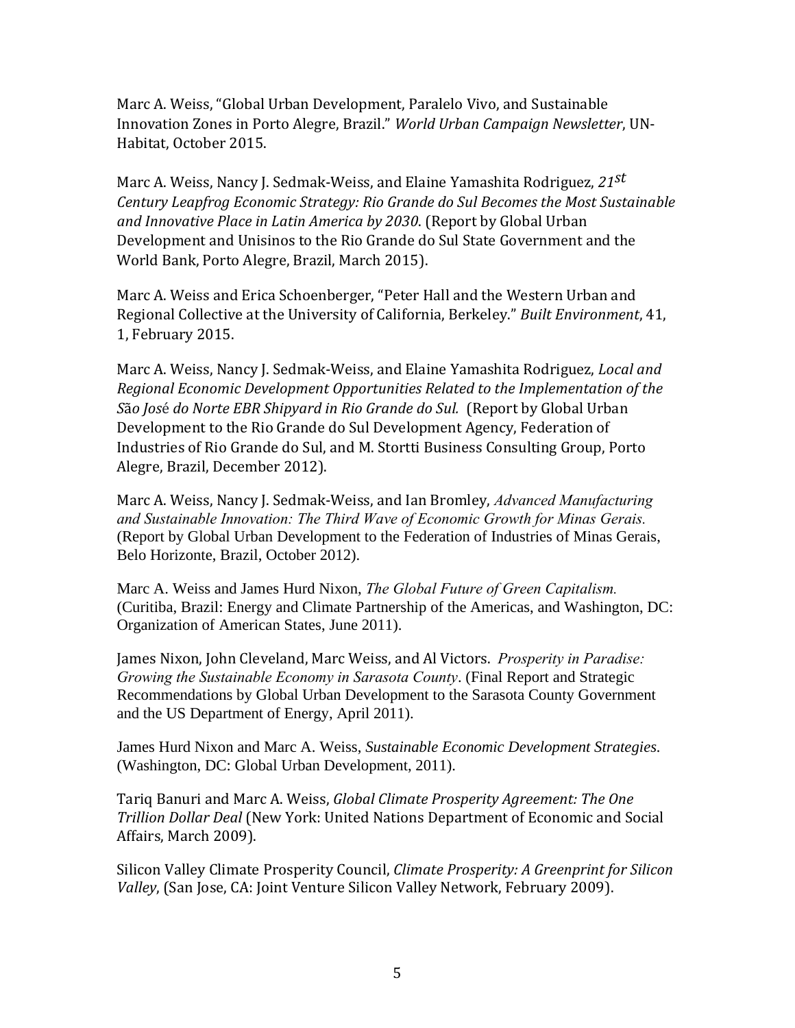Marc A. Weiss, "Global Urban Development, Paralelo Vivo, and Sustainable Innovation Zones in Porto Alegre, Brazil." *World Urban Campaign Newsletter*, UN-Habitat, October 2015.

Marc A. Weiss, Nancy J. Sedmak-Weiss, and Elaine Yamashita Rodriguez, *21st Century Leapfrog Economic Strategy: Rio Grande do Sul Becomes the Most Sustainable and Innovative Place in Latin America by 2030*. (Report by Global Urban Development and Unisinos to the Rio Grande do Sul State Government and the World Bank, Porto Alegre, Brazil, March 2015).

Marc A. Weiss and Erica Schoenberger, "Peter Hall and the Western Urban and Regional Collective at the University of California, Berkeley." *Built Environment*, 41, 1, February 2015.

Marc A. Weiss, Nancy J. Sedmak-Weiss, and Elaine Yamashita Rodriguez, *Local and Regional Economic Development Opportunities Related to the Implementation of the São José do Norte EBR Shipyard in Rio Grande do Sul.* (Report by Global Urban Development to the Rio Grande do Sul Development Agency, Federation of Industries of Rio Grande do Sul, and M. Stortti Business Consulting Group, Porto Alegre, Brazil, December 2012).

Marc A. Weiss, Nancy J. Sedmak-Weiss, and Ian Bromley, *Advanced Manufacturing and Sustainable Innovation: The Third Wave of Economic Growth for Minas Gerais.* (Report by Global Urban Development to the Federation of Industries of Minas Gerais, Belo Horizonte, Brazil, October 2012).

Marc A. Weiss and James Hurd Nixon, *The Global Future of Green Capitalism.* (Curitiba, Brazil: Energy and Climate Partnership of the Americas, and Washington, DC: Organization of American States, June 2011).

James Nixon, John Cleveland, Marc Weiss, and Al Victors. *Prosperity in Paradise: Growing the Sustainable Economy in Sarasota County*. (Final Report and Strategic Recommendations by Global Urban Development to the Sarasota County Government and the US Department of Energy, April 2011).

James Hurd Nixon and Marc A. Weiss, *Sustainable Economic Development Strategies*. (Washington, DC: Global Urban Development, 2011).

Tariq Banuri and Marc A. Weiss, *Global Climate Prosperity Agreement: The One Trillion Dollar Deal* (New York: United Nations Department of Economic and Social Affairs, March 2009).

Silicon Valley Climate Prosperity Council, *Climate Prosperity: A Greenprint for Silicon Valley*, (San Jose, CA: Joint Venture Silicon Valley Network, February 2009).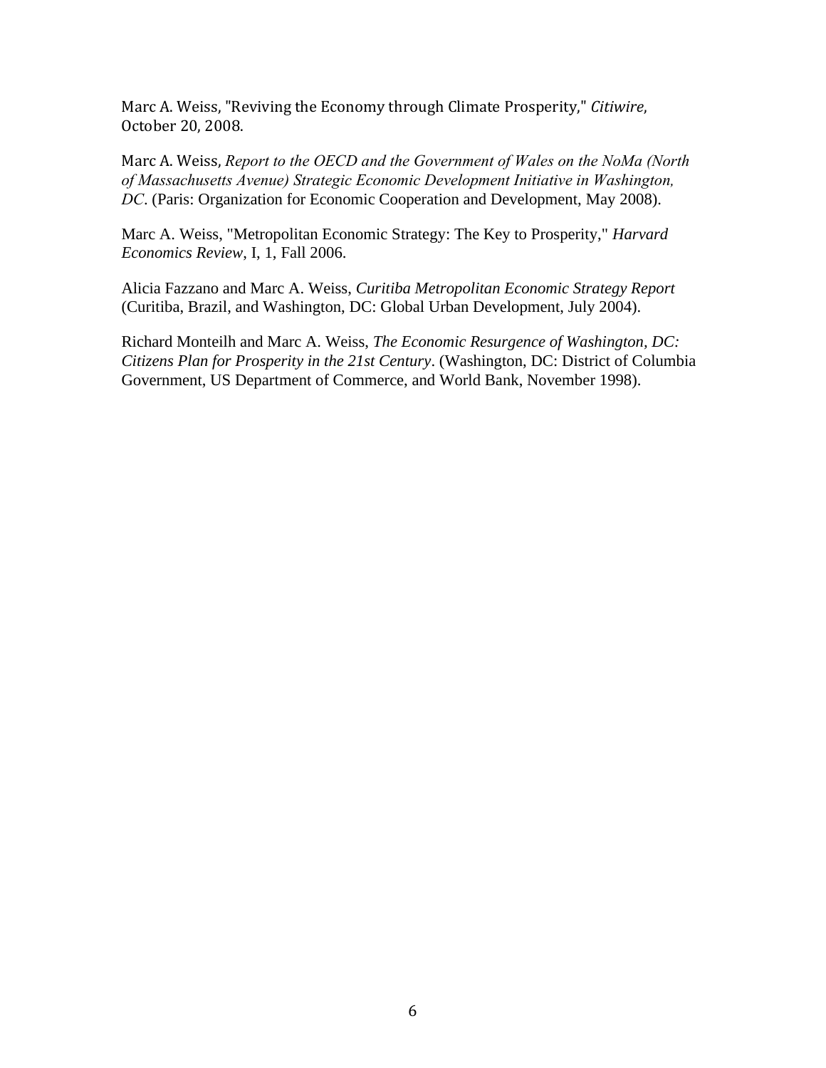Marc A. Weiss, "Reviving the Economy through Climate Prosperity," *Citiwire*, October 20, 2008.

Marc A. Weiss, *Report to the OECD and the Government of Wales on the NoMa (North of Massachusetts Avenue) Strategic Economic Development Initiative in Washington, DC*. (Paris: Organization for Economic Cooperation and Development, May 2008).

Marc A. Weiss, "Metropolitan Economic Strategy: The Key to Prosperity," *Harvard Economics Review*, I, 1, Fall 2006.

Alicia Fazzano and Marc A. Weiss, *Curitiba Metropolitan Economic Strategy Report* (Curitiba, Brazil, and Washington, DC: Global Urban Development, July 2004).

Richard Monteilh and Marc A. Weiss, *The Economic Resurgence of Washington, DC: Citizens Plan for Prosperity in the 21st Century*. (Washington, DC: District of Columbia Government, US Department of Commerce, and World Bank, November 1998).